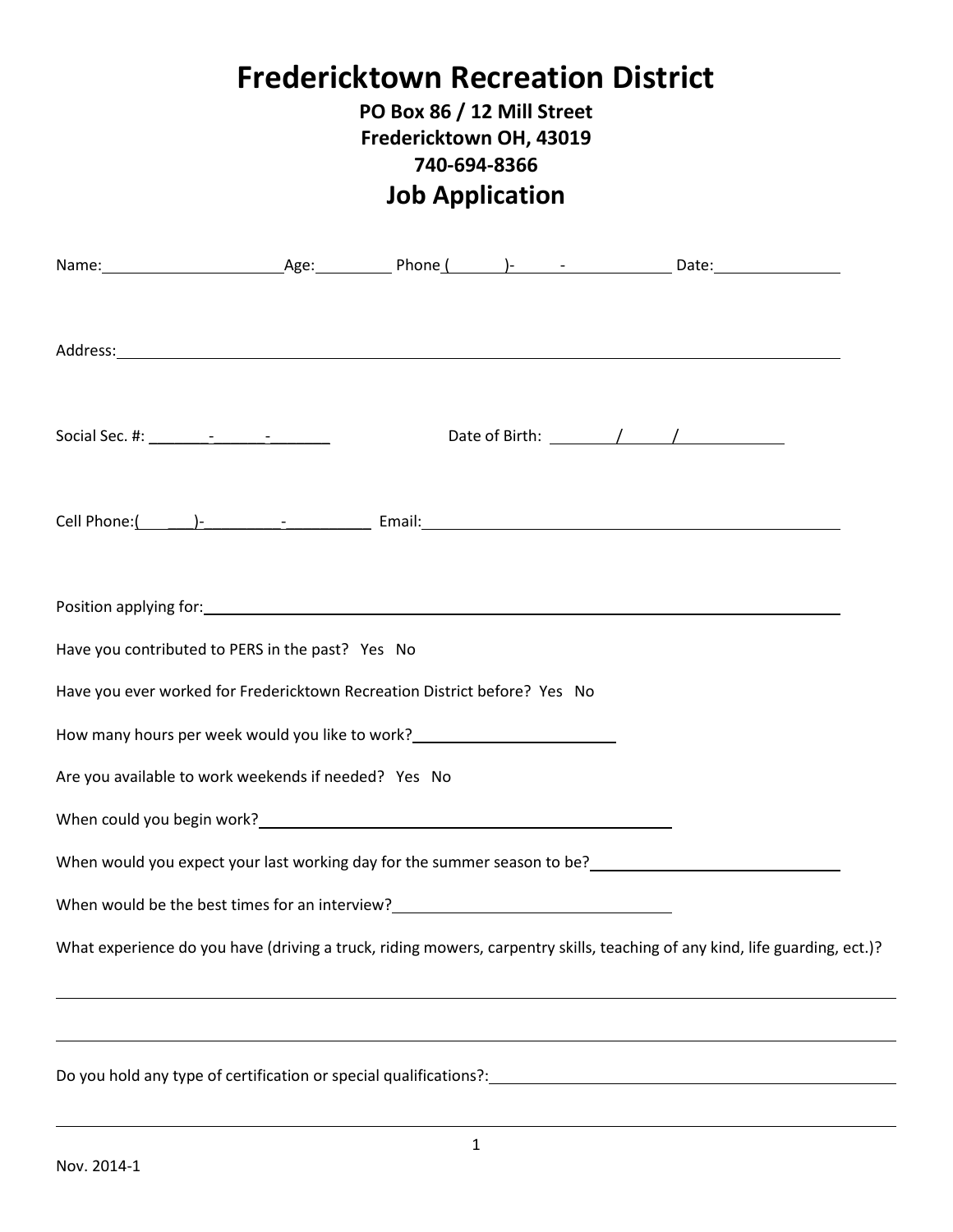# Fredericktown Recreation District

**PO Box 86 / 12 Mill Street**
**Fredericktown OH, 43019**
**740-694-8366**

## Job Application

Name:\_\_\_\_\_\_\_\_\_\_\_\_\_\_\_\_\_\_\_\_ Age:\_\_\_\_\_\_\_\_ Phone (\_\_\_\_\_)-\_\_\_\_\_-\_\_\_\_\_\_\_\_\_\_ Date:\_\_\_\_\_\_\_\_\_\_\_\_\_\_

Address:\_\_\_\_\_\_\_\_\_\_\_\_\_\_\_\_\_\_\_\_\_\_\_\_\_\_\_\_\_\_\_\_\_\_\_\_\_\_\_\_\_\_\_\_\_\_\_\_\_\_\_\_\_\_\_\_\_\_\_\_\_\_\_\_

Social Sec. #: \_\_\_\_\_\_\_-\_\_\_\_\_\_-\_\_\_\_\_\_\_ Date of Birth: \_\_\_\_\_\_\_/\_\_\_\_\_/\_\_\_\_\_\_\_\_\_\_\_\_

Cell Phone:(\_\_\_\_\_\_)-\_\_\_\_\_\_\_\_\_-\_\_\_\_\_\_\_\_\_\_ Email:\_\_\_\_\_\_\_\_\_\_\_\_\_\_\_\_\_\_\_\_\_\_\_\_\_\_\_\_\_\_\_\_\_\_\_\_\_\_\_\_\_\_

Position applying for:\_\_\_\_\_\_\_\_\_\_\_\_\_\_\_\_\_\_\_\_\_\_\_\_\_\_\_\_\_\_\_\_\_\_\_\_\_\_\_\_\_\_\_\_\_\_\_\_\_\_\_\_\_\_\_\_\_

Have you contributed to PERS in the past? Yes No

Have you ever worked for Fredericktown Recreation District before? Yes No

How many hours per week would you like to work?\_\_\_\_\_\_\_\_\_\_\_\_\_\_\_\_\_\_\_\_\_\_\_

Are you available to work weekends if needed? Yes No

When could you begin work?\_\_\_\_\_\_\_\_\_\_\_\_\_\_\_\_\_\_\_\_\_\_\_\_\_\_\_\_\_\_\_\_\_\_\_\_\_\_\_\_\_\_\_\_\_\_\_\_

When would you expect your last working day for the summer season to be?\_\_\_\_\_\_\_\_\_\_\_\_\_\_\_\_\_\_\_\_\_\_\_\_\_\_\_\_

When would be the best times for an interview?\_\_\_\_\_\_\_\_\_\_\_\_\_\_\_\_\_\_\_\_\_\_\_\_\_\_\_\_\_\_\_\_\_

What experience do you have (driving a truck, riding mowers, carpentry skills, teaching of any kind, life guarding, ect.)?

\_\_\_\_\_\_\_\_\_\_\_\_\_\_\_\_\_\_\_\_\_\_\_\_\_\_\_\_\_\_\_\_\_\_\_\_\_\_\_\_\_\_\_\_\_\_\_\_\_\_\_\_\_\_\_\_\_\_\_\_\_\_\_\_\_\_\_\_\_\_\_\_\_\_\_\_\_\_\_\_\_\_\_\_\_\_\_\_\_\_\_\_\_\_\_\_\_\_

\_\_\_\_\_\_\_\_\_\_\_\_\_\_\_\_\_\_\_\_\_\_\_\_\_\_\_\_\_\_\_\_\_\_\_\_\_\_\_\_\_\_\_\_\_\_\_\_\_\_\_\_\_\_\_\_\_\_\_\_\_\_\_\_\_\_\_\_\_\_\_\_\_\_\_\_\_\_\_\_\_\_\_\_\_\_\_\_\_\_\_\_\_\_\_\_\_\_

Do you hold any type of certification or special qualifications?:\_\_\_\_\_\_\_\_\_\_\_\_\_\_\_\_\_\_\_\_\_\_\_\_\_\_\_\_\_\_\_\_\_\_\_\_\_\_\_\_\_\_\_\_\_

\_\_\_\_\_\_\_\_\_\_\_\_\_\_\_\_\_\_\_\_\_\_\_\_\_\_\_\_\_\_\_\_\_\_\_\_\_\_\_\_\_\_\_\_\_\_\_\_\_\_\_\_\_\_\_\_\_\_\_\_\_\_\_\_\_\_\_\_\_\_\_\_\_\_\_\_\_\_\_\_\_\_\_\_\_\_\_\_\_\_\_\_\_\_\_\_\_\_

Nov. 2014-1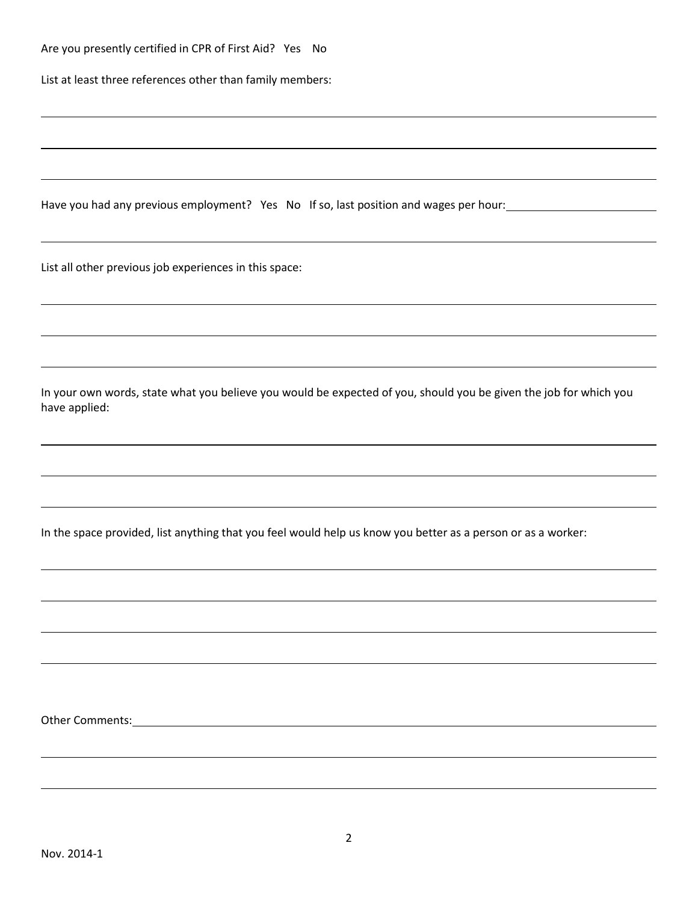Are you presently certified in CPR of First Aid? Yes No

List at least three references other than family members:

Have you had any previous employment? Yes No If so, last position and wages per hour:

List all other previous job experiences in this space:

In your own words, state what you believe you would be expected of you, should you be given the job for which you have applied:

In the space provided, list anything that you feel would help us know you better as a person or as a worker:

Other Comments:

Nov. 2014-1